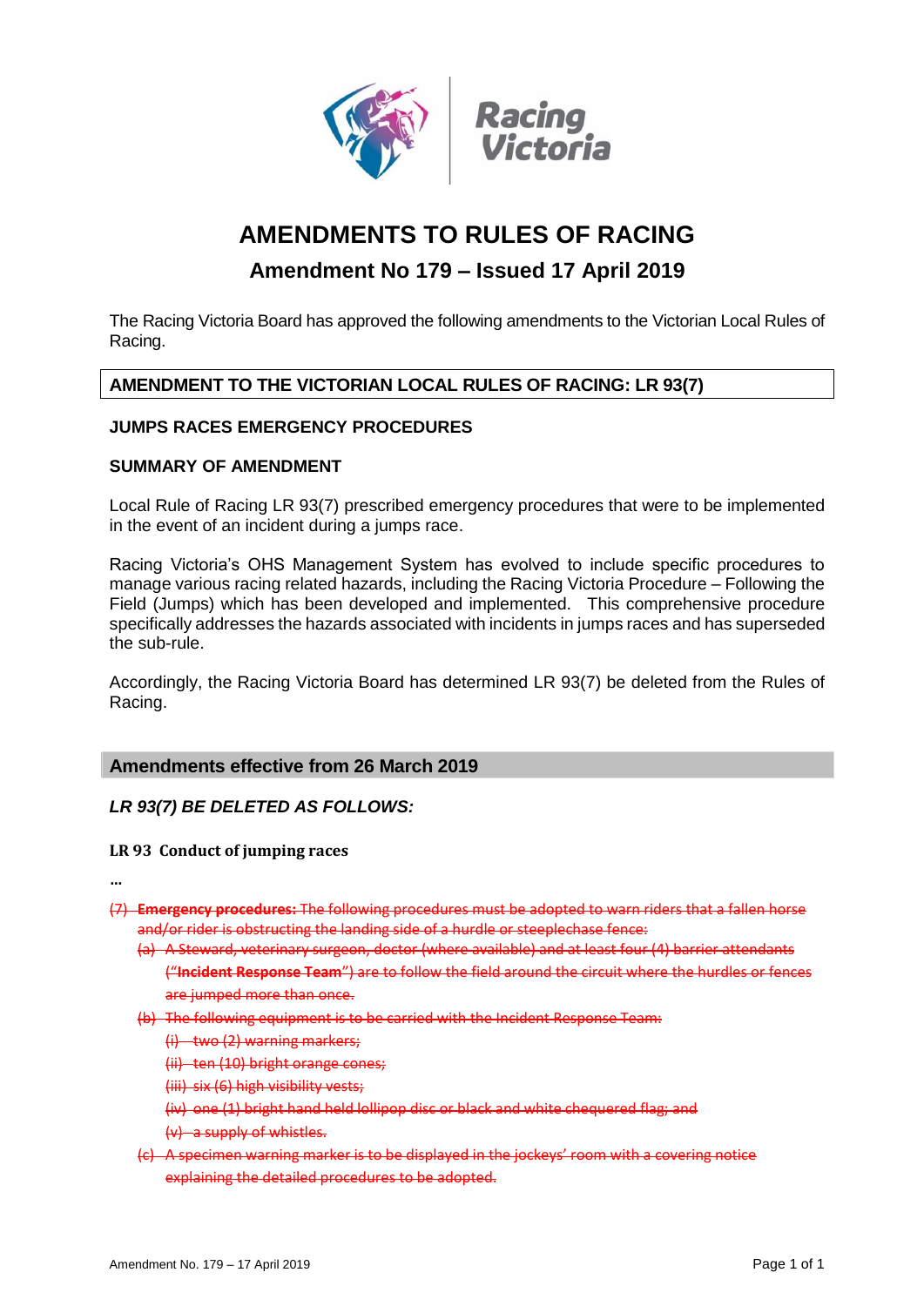# AMENDMENTS TO RULES OF RACING

## Amendment No 179 – Issued 17 April 2019

The Racing Victoria Board has approved the following amendments to the Victorian Local Rules of Racing.

### AMENDMENT TO THE VICTORIAN LOCAL RULES OF RACING: LR 93(7)

**JUMPS RACES EMERGENCY PROCEDURES**

**SUMMARY OF AMENDMENT**

Local Rule of Racing LR 93(7) prescribed emergency procedures that were to be implemented in the event of an incident during a jumps race.

Racing Victoria's OHS Management System has evolved to include specific procedures to manage various racing related hazards, including the Racing Victoria Procedure – Following the Field (Jumps) which has been developed and implemented. This comprehensive procedure specifically addresses the hazards associated with incidents in jumps races and has superseded the sub-rule.

Accordingly, the Racing Victoria Board has determined LR 93(7) be deleted from the Rules of Racing.

### Amendments effective from 26 March 2019

***LR 93(7) BE DELETED AS FOLLOWS:***

**LR 93 Conduct of jumping races**

…

~~(7) **Emergency procedures:** The following procedures must be adopted to warn riders that a fallen horse and/or rider is obstructing the landing side of a hurdle or steeplechase fence:~~

~~(a) A Steward, veterinary surgeon, doctor (where available) and at least four (4) barrier attendants ("**Incident Response Team**") are to follow the field around the circuit where the hurdles or fences are jumped more than once.~~

~~(b) The following equipment is to be carried with the Incident Response Team:~~

~~(i) two (2) warning markers;~~

~~(ii) ten (10) bright orange cones;~~

~~(iii) six (6) high visibility vests;~~

~~(iv) one (1) bright hand held lollipop disc or black and white chequered flag; and~~

~~(v) a supply of whistles.~~

~~(c) A specimen warning marker is to be displayed in the jockeys' room with a covering notice explaining the detailed procedures to be adopted.~~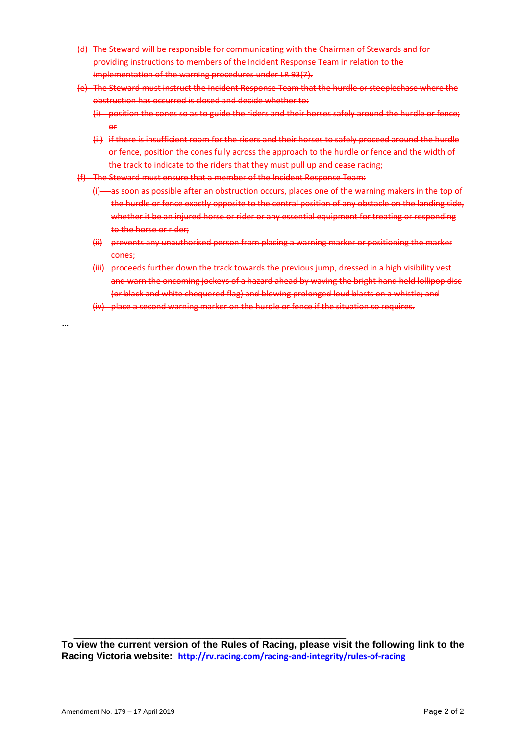~~(d) The Steward will be responsible for communicating with the Chairman of Stewards and for providing instructions to members of the Incident Response Team in relation to the implementation of the warning procedures under LR 93(7).~~

~~(e) The Steward must instruct the Incident Response Team that the hurdle or steeplechase where the obstruction has occurred is closed and decide whether to:~~

~~(i) position the cones so as to guide the riders and their horses safely around the hurdle or fence; or~~

~~(ii) if there is insufficient room for the riders and their horses to safely proceed around the hurdle or fence, position the cones fully across the approach to the hurdle or fence and the width of the track to indicate to the riders that they must pull up and cease racing;~~

~~(f) The Steward must ensure that a member of the Incident Response Team:~~

~~(i) as soon as possible after an obstruction occurs, places one of the warning makers in the top of the hurdle or fence exactly opposite to the central position of any obstacle on the landing side, whether it be an injured horse or rider or any essential equipment for treating or responding to the horse or rider;~~

~~(ii) prevents any unauthorised person from placing a warning marker or positioning the marker cones;~~

~~(iii) proceeds further down the track towards the previous jump, dressed in a high visibility vest and warn the oncoming jockeys of a hazard ahead by waving the bright hand held lollipop disc (or black and white chequered flag) and blowing prolonged loud blasts on a whistle; and~~

~~(iv) place a second warning marker on the hurdle or fence if the situation so requires.~~

...

---

**To view the current version of the Rules of Racing, please visit the following link to the Racing Victoria website:** **http://rv.racing.com/racing-and-integrity/rules-of-racing**

Amendment No. 179 – 17 April 2019